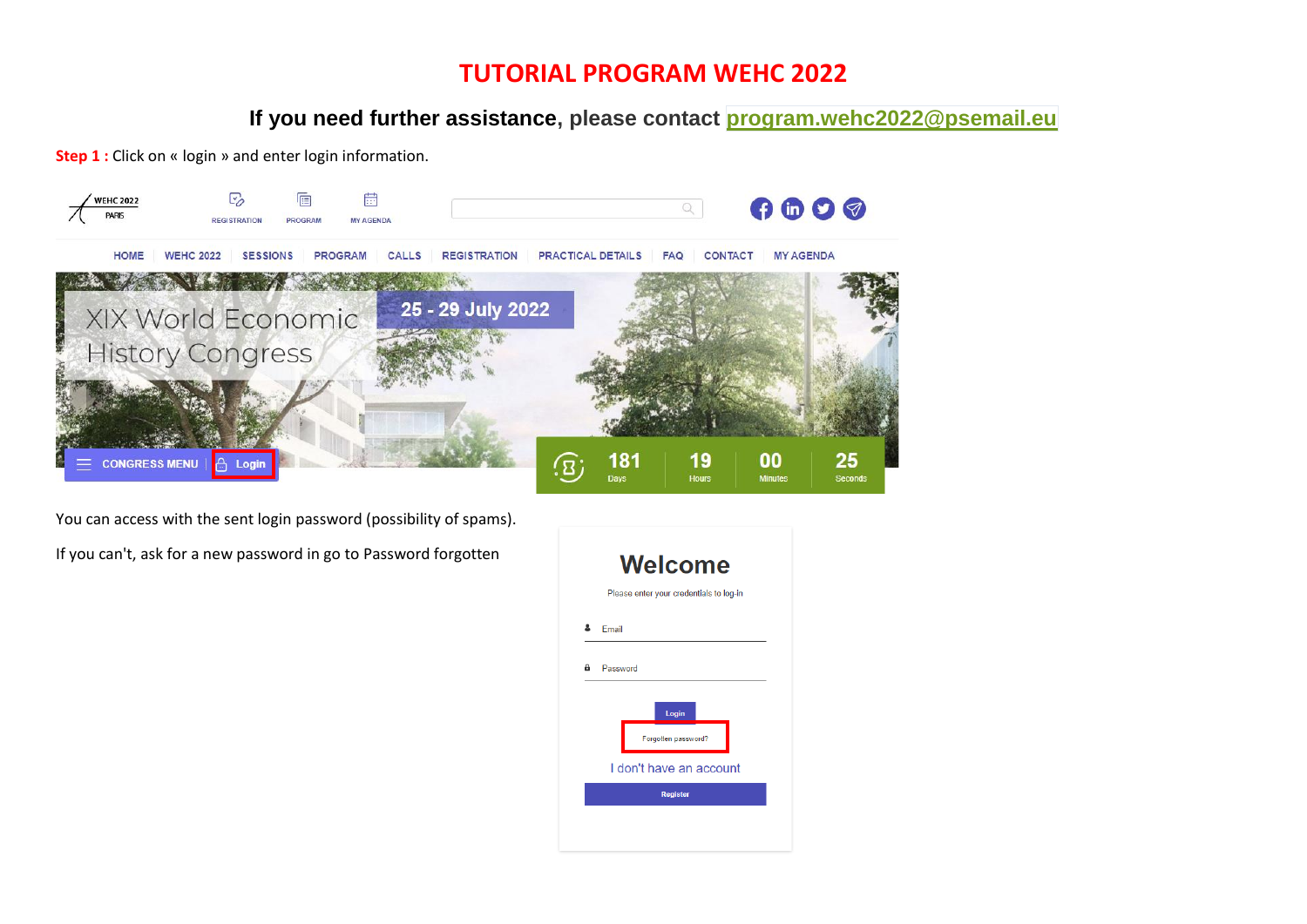# TUTORIAL PROGRAM WEHC 2022

**If you need further assistance, please contact program.wehc2022@psemail.eu**

**Step 1 :** Click on « login » and enter login information.

You can access with the sent login password (possibility of spams).

If you can't, ask for a new password in go to Password forgotten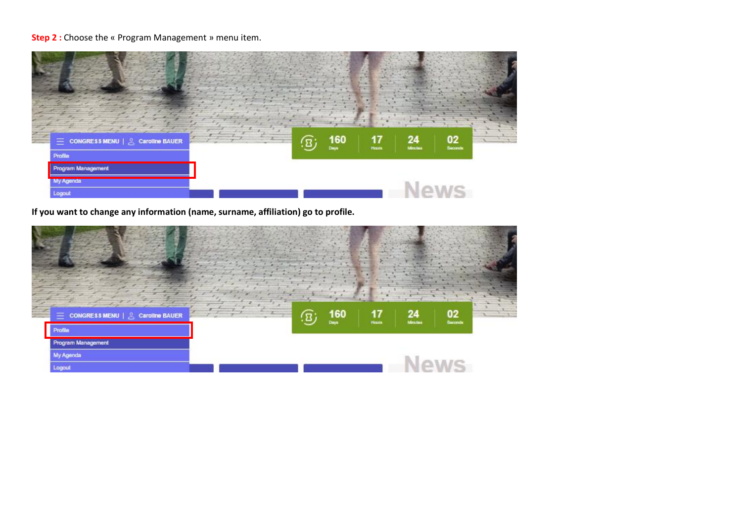**Step 2 :** Choose the « Program Management » menu item.

**If you want to change any information (name, surname, affiliation) go to profile.**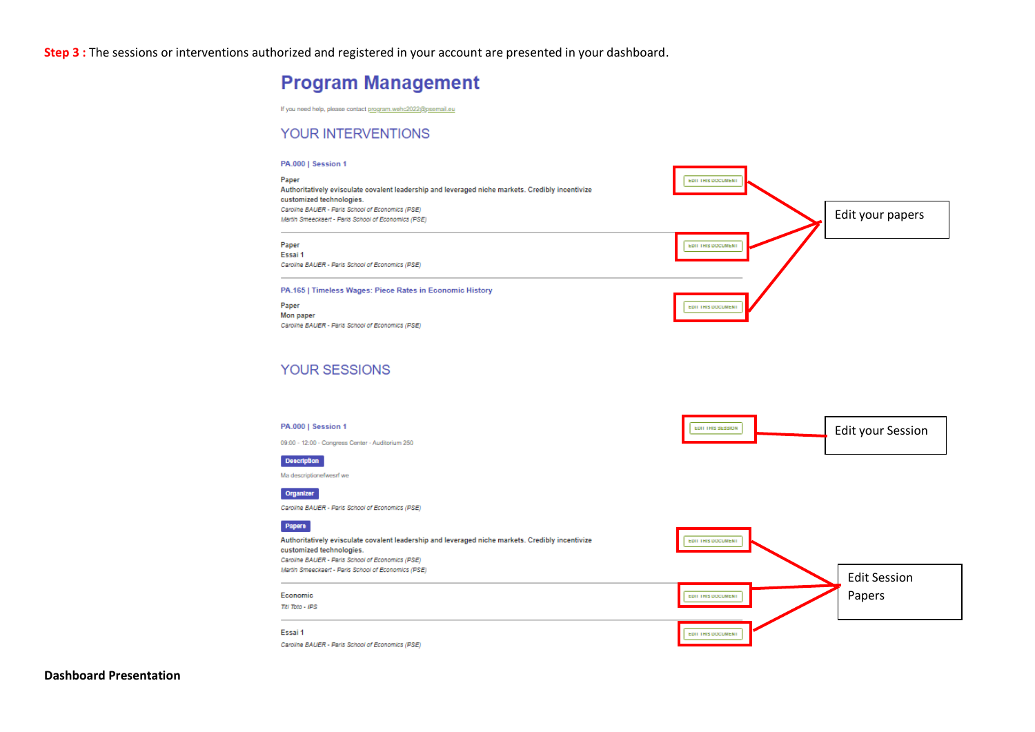**Step 3 :** The sessions or interventions authorized and registered in your account are presented in your dashboard.

# Program Management

If you need help, please contact program.wehc2022@psemail.eu

## YOUR INTERVENTIONS

**PA.000 | Session 1**

Paper
Authoritatively evisculate covalent leadership and leveraged niche markets. Credibly incentivize customized technologies.
*Caroline BAUER - Paris School of Economics (PSE)*
*Martin Smeeckaert - Paris School of Economics (PSE)*

EDIT THIS DOCUMENT

Paper
Essai 1
*Caroline BAUER - Paris School of Economics (PSE)*

EDIT THIS DOCUMENT

**PA.165 | Timeless Wages: Piece Rates in Economic History**

Paper
Mon paper
*Caroline BAUER - Paris School of Economics (PSE)*

EDIT THIS DOCUMENT

Edit your papers

## YOUR SESSIONS

**PA.000 | Session 1**

09:00 - 12:00 - Congress Center - Auditorium 250

EDIT THIS SESSION

Edit your Session

**Description**

Ma descriptionefwesrf we

**Organizer**

*Caroline BAUER - Paris School of Economics (PSE)*

**Papers**

Authoritatively evisculate covalent leadership and leveraged niche markets. Credibly incentivize customized technologies.
*Caroline BAUER - Paris School of Economics (PSE)*
*Martin Smeeckaert - Paris School of Economics (PSE)*

EDIT THIS DOCUMENT

Economic
*Titi Toto - IPS*

EDIT THIS DOCUMENT

Essai 1
*Caroline BAUER - Paris School of Economics (PSE)*

EDIT THIS DOCUMENT

Edit Session Papers

**Dashboard Presentation**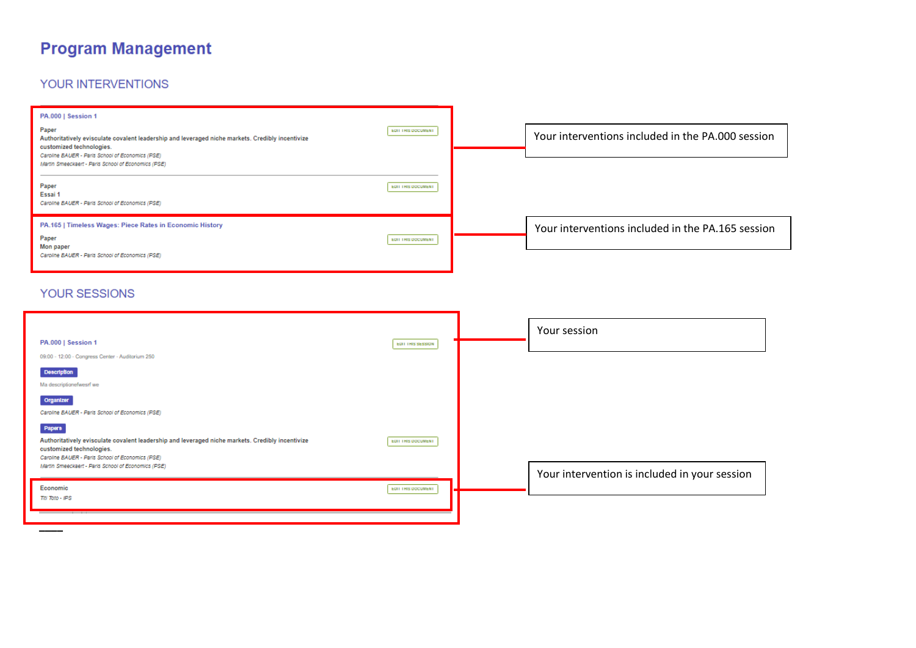# Program Management

## YOUR INTERVENTIONS

**PA.000 | Session 1**

Paper
Authoritatively evisculate covalent leadership and leveraged niche markets. Credibly incentivize customized technologies.
*Caroline BAUER - Paris School of Economics (PSE)*
*Martin Smeeckaert - Paris School of Economics (PSE)*

EDIT THIS DOCUMENT

Paper
Essai 1
*Caroline BAUER - Paris School of Economics (PSE)*

EDIT THIS DOCUMENT

Your interventions included in the PA.000 session

**PA.165 | Timeless Wages: Piece Rates in Economic History**

Paper
Mon paper
*Caroline BAUER - Paris School of Economics (PSE)*

EDIT THIS DOCUMENT

Your interventions included in the PA.165 session

## YOUR SESSIONS

**PA.000 | Session 1**

EDIT THIS SESSION

09:00 - 12:00 - Congress Center - Auditorium 250

**Description**

Ma descriptionefwesrf we

**Organizer**

*Caroline BAUER - Paris School of Economics (PSE)*

**Papers**

Authoritatively evisculate covalent leadership and leveraged niche markets. Credibly incentivize customized technologies.
*Caroline BAUER - Paris School of Economics (PSE)*
*Martin Smeeckaert - Paris School of Economics (PSE)*

EDIT THIS DOCUMENT

Economic
*Titi Toto - IPS*

EDIT THIS DOCUMENT

Your session

Your intervention is included in your session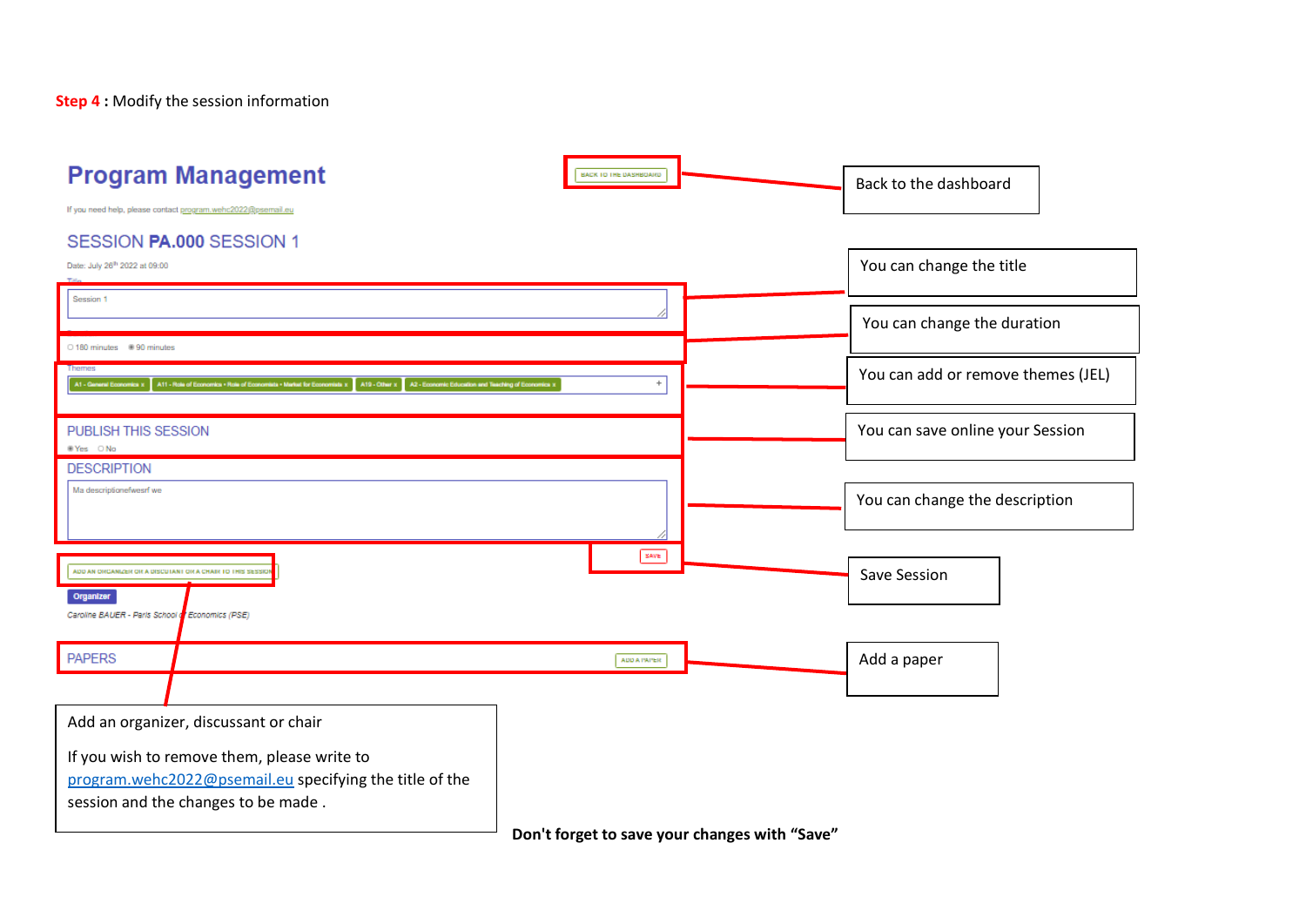**Step 4 :** Modify the session information

# Program Management

If you need help, please contact program.wehc2022@psemail.eu

BACK TO THE DASHBOARD

## SESSION PA.000 SESSION 1

Date: July 26th 2022 at 09:00

Title

Session 1

○ 180 minutes ◉ 90 minutes

Themes

A1 - General Economics x | A11 - Role of Economics • Role of Economists • Market for Economists x | A19 - Other x | A2 - Economic Education and Teaching of Economics x

PUBLISH THIS SESSION

◉ Yes ○ No

DESCRIPTION

Ma descriptionefwesrf we

SAVE

ADD AN ORGANIZER OR A DISCUTANT OR A CHAIR TO THIS SESSION

Organizer

Caroline BAUER - Paris School of Economics (PSE)

PAPERS

ADD A PAPER

Back to the dashboard

You can change the title

You can change the duration

You can add or remove themes (JEL)

You can save online your Session

You can change the description

Save Session

Add a paper

Add an organizer, discussant or chair

If you wish to remove them, please write to program.wehc2022@psemail.eu specifying the title of the session and the changes to be made .

**Don't forget to save your changes with "Save"**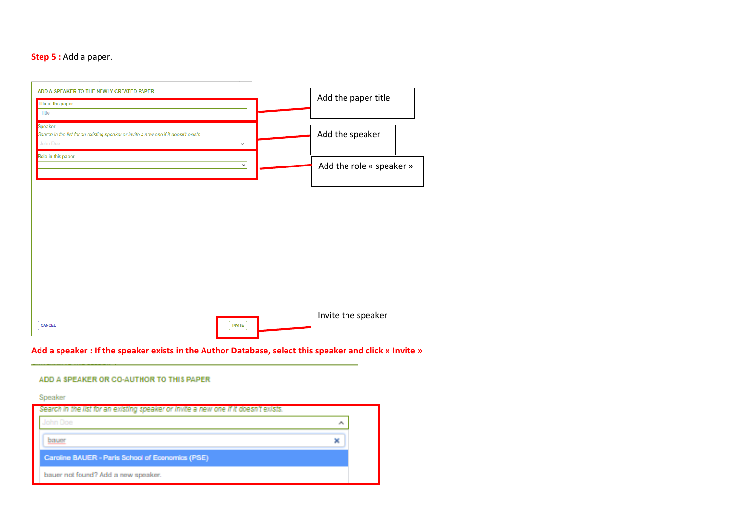**Step 5 :** Add a paper.

ADD A SPEAKER TO THE NEWLY CREATED PAPER

Title of the paper

Title

Speaker

*Search in the list for an existing speaker or invite a new one if it doesn't exists.*

John Doe

Role in this paper

CANCEL

INVITE

Add the paper title

Add the speaker

Add the role « speaker »

Invite the speaker

**Add a speaker : If the speaker exists in the Author Database, select this speaker and click « Invite »**

ADD A SPEAKER OR CO-AUTHOR TO THIS PAPER

Speaker

Search in the list for an existing speaker or invite a new one if it doesn't exists.

John Doe

bauer

Caroline BAUER - Paris School of Economics (PSE)

bauer not found? Add a new speaker.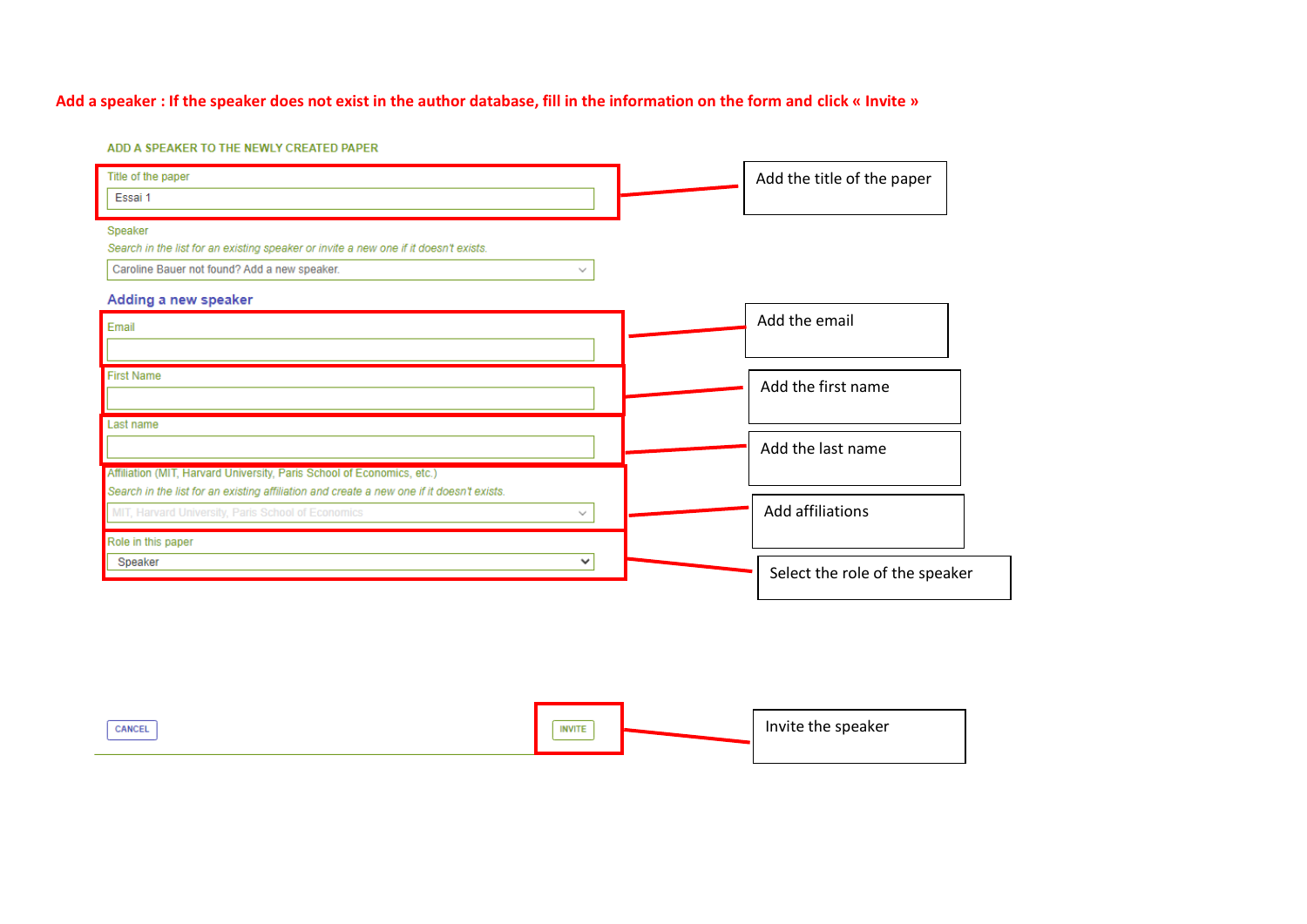**Add a speaker : If the speaker does not exist in the author database, fill in the information on the form and click « Invite »**

ADD A SPEAKER TO THE NEWLY CREATED PAPER

Title of the paper

Essai 1

→ Add the title of the paper

Speaker

*Search in the list for an existing speaker or invite a new one if it doesn't exists.*

Caroline Bauer not found? Add a new speaker.

**Adding a new speaker**

Email

→ Add the email

First Name

→ Add the first name

Last name

→ Add the last name

Affiliation (MIT, Harvard University, Paris School of Economics, etc.)

*Search in the list for an existing affiliation and create a new one if it doesn't exists.*

MIT, Harvard University, Paris School of Economics

→ Add affiliations

Role in this paper

Speaker

→ Select the role of the speaker

CANCEL

INVITE

→ Invite the speaker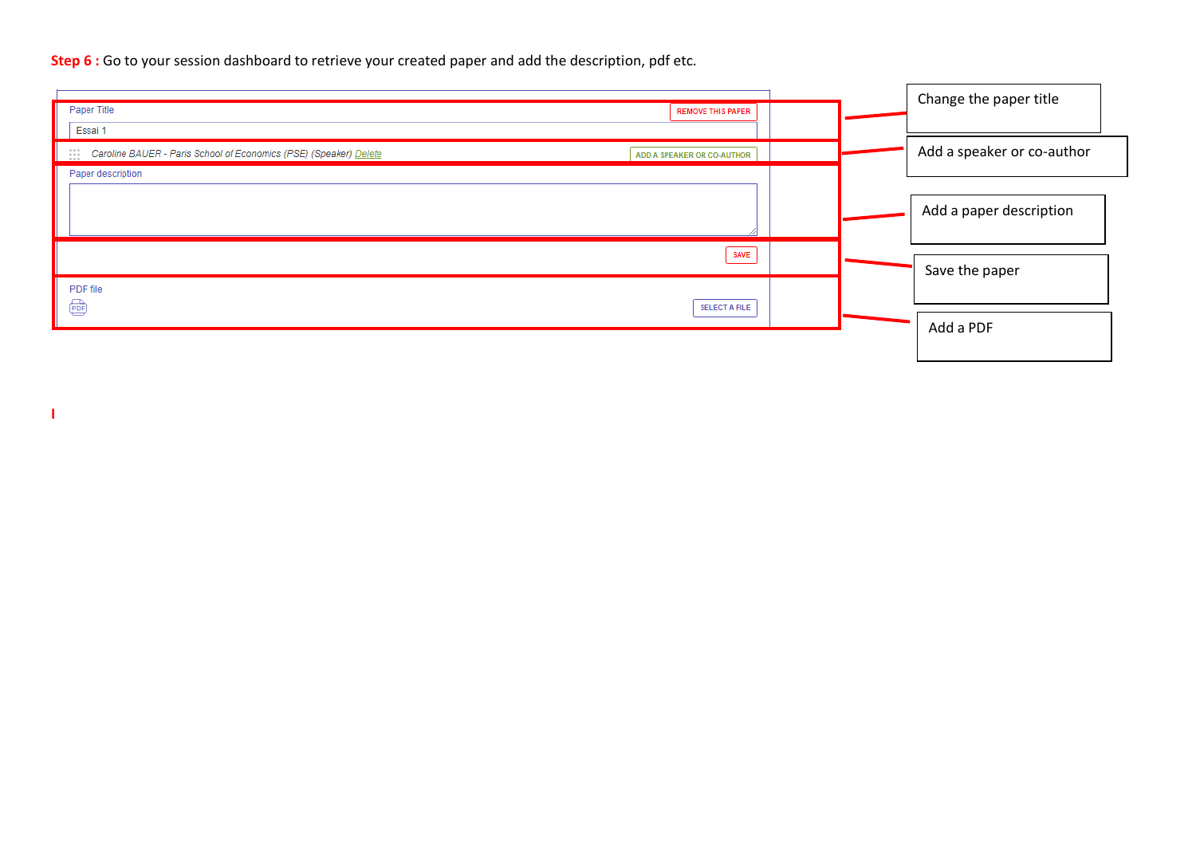**Step 6 :** Go to your session dashboard to retrieve your created paper and add the description, pdf etc.

Paper Title

REMOVE THIS PAPER

Essai 1

*Caroline BAUER - Paris School of Economics (PSE) (Speaker)* Delete

ADD A SPEAKER OR CO-AUTHOR

Paper description

SAVE

PDF file

SELECT A FILE

- Change the paper title
- Add a speaker or co-author
- Add a paper description
- Save the paper
- Add a PDF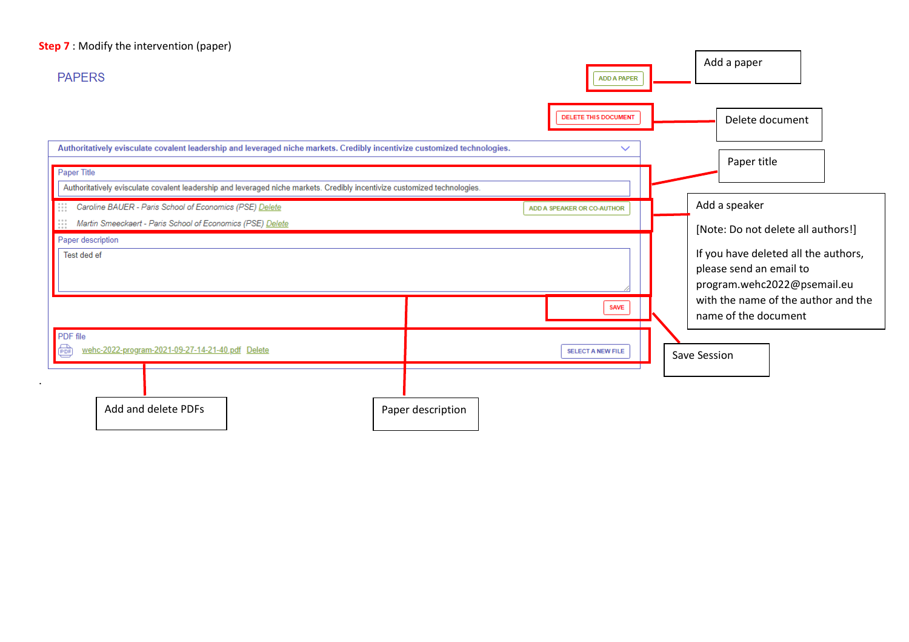**Step 7** : Modify the intervention (paper)

PAPERS

ADD A PAPER

Add a paper

DELETE THIS DOCUMENT

Delete document

Authoritatively evisculate covalent leadership and leveraged niche markets. Credibly incentivize customized technologies.

Paper Title

Authoritatively evisculate covalent leadership and leveraged niche markets. Credibly incentivize customized technologies.

Paper title

Caroline BAUER - Paris School of Economics (PSE) Delete

Martin Smeeckaert - Paris School of Economics (PSE) Delete

ADD A SPEAKER OR CO-AUTHOR

Add a speaker

[Note: Do not delete all authors!]

If you have deleted all the authors, please send an email to program.wehc2022@psemail.eu with the name of the author and the name of the document

Paper description

Test ded ef

SAVE

Save Session

PDF file

wehc-2022-program-2021-09-27-14-21-40.pdf Delete

SELECT A NEW FILE

Add and delete PDFs

Paper description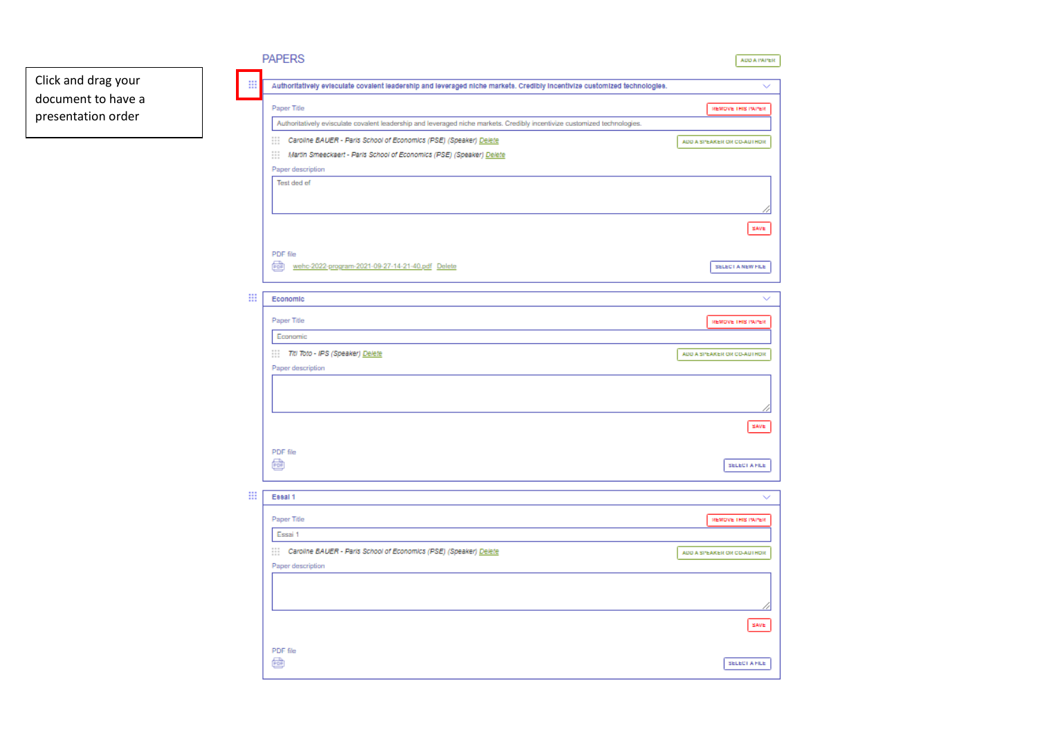Click and drag your document to have a presentation order

PAPERS

ADD A PAPER

**Authoritatively evisculate covalent leadership and leveraged niche markets. Credibly incentivize customized technologies.**

Paper Title

REMOVE THIS PAPER

Authoritatively evisculate covalent leadership and leveraged niche markets. Credibly incentivize customized technologies.

*Caroline BAUER - Paris School of Economics (PSE) (Speaker)* Delete

*Martin Smeeckaert - Paris School of Economics (PSE) (Speaker)* Delete

ADD A SPEAKER OR CO-AUTHOR

Paper description

Test ded ef

SAVE

PDF file

wehc-2022-program-2021-09-27-14-21-40.pdf Delete

SELECT A NEW FILE

**Economic**

Paper Title

REMOVE THIS PAPER

Economic

*Titi Toto - IPS (Speaker)* Delete

ADD A SPEAKER OR CO-AUTHOR

Paper description

SAVE

PDF file

SELECT A FILE

**Essai 1**

Paper Title

REMOVE THIS PAPER

Essai 1

*Caroline BAUER - Paris School of Economics (PSE) (Speaker)* Delete

ADD A SPEAKER OR CO-AUTHOR

Paper description

SAVE

PDF file

SELECT A FILE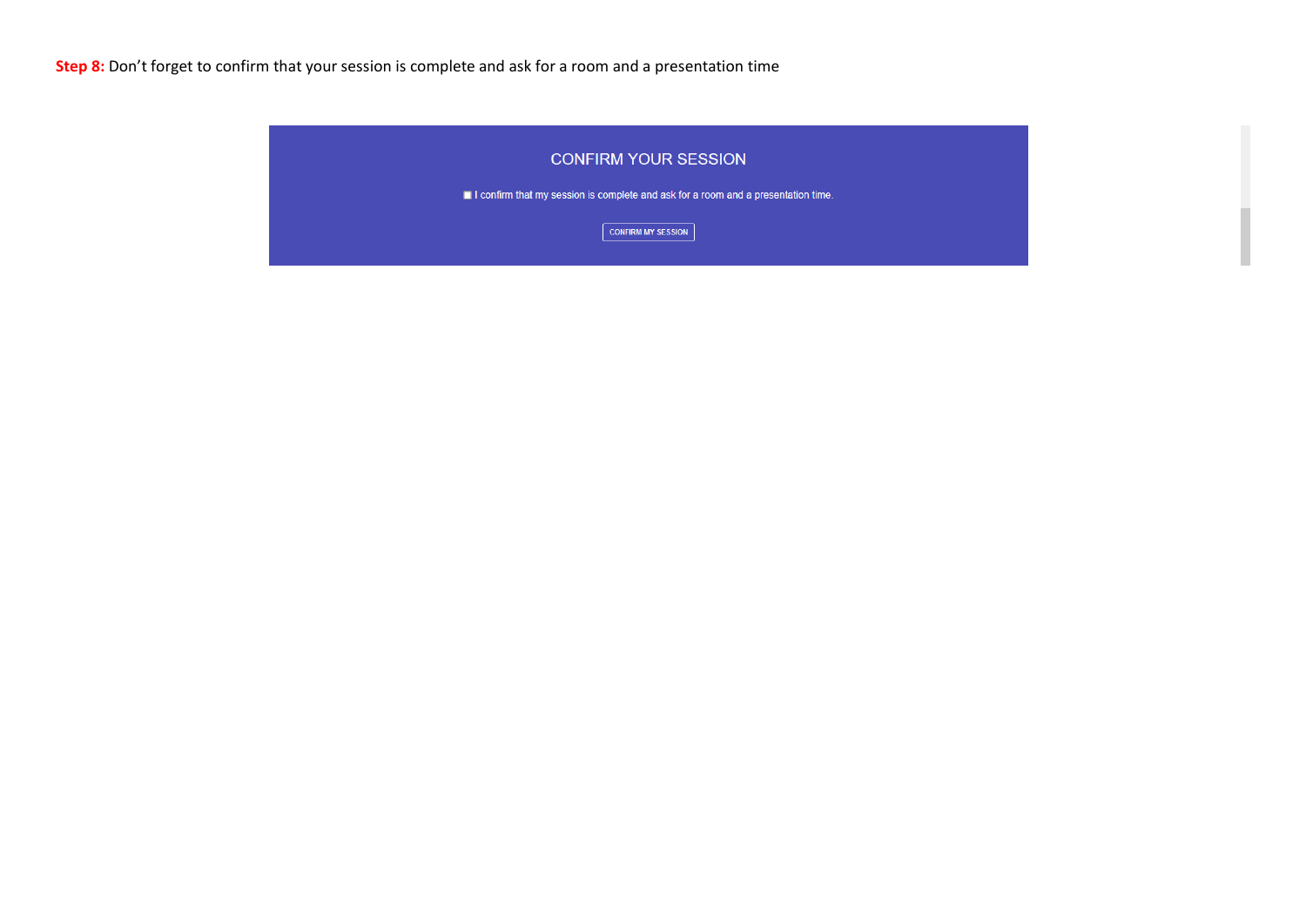**Step 8:** Don't forget to confirm that your session is complete and ask for a room and a presentation time

CONFIRM YOUR SESSION

☐ I confirm that my session is complete and ask for a room and a presentation time.

CONFIRM MY SESSION